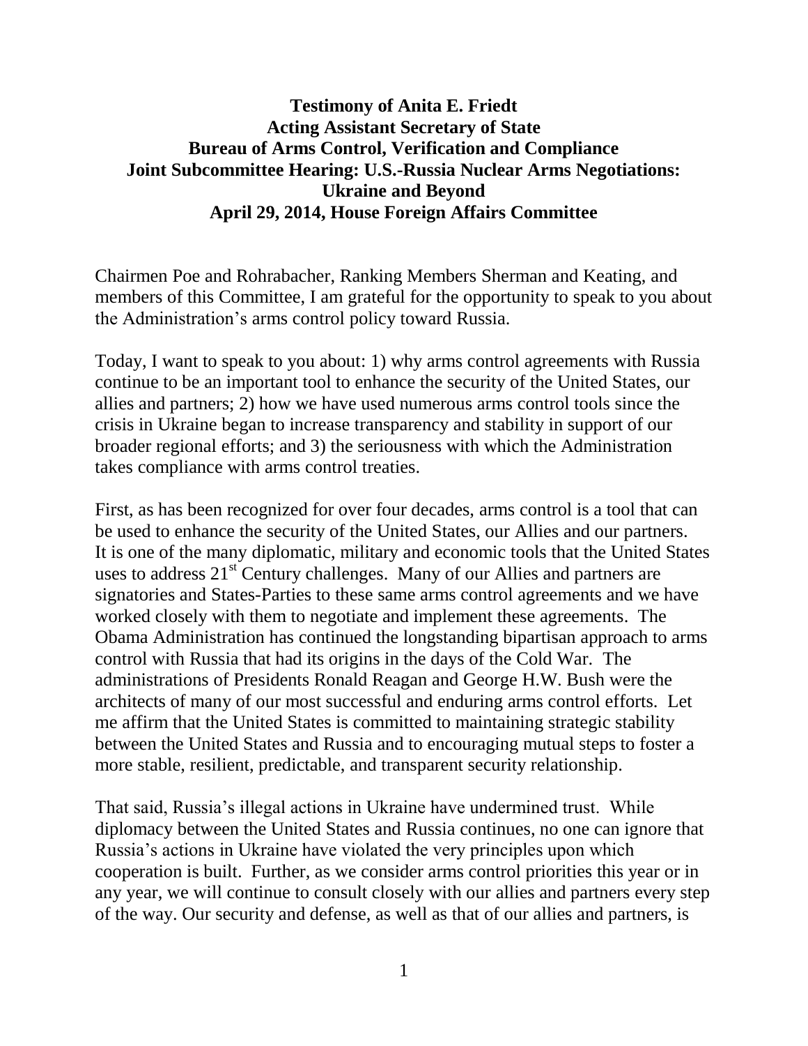**Testimony of Anita E. Friedt**
**Acting Assistant Secretary of State**
**Bureau of Arms Control, Verification and Compliance**
**Joint Subcommittee Hearing: U.S.-Russia Nuclear Arms Negotiations: Ukraine and Beyond**
**April 29, 2014, House Foreign Affairs Committee**

Chairmen Poe and Rohrabacher, Ranking Members Sherman and Keating, and members of this Committee, I am grateful for the opportunity to speak to you about the Administration's arms control policy toward Russia.

Today, I want to speak to you about: 1) why arms control agreements with Russia continue to be an important tool to enhance the security of the United States, our allies and partners; 2) how we have used numerous arms control tools since the crisis in Ukraine began to increase transparency and stability in support of our broader regional efforts; and 3) the seriousness with which the Administration takes compliance with arms control treaties.

First, as has been recognized for over four decades, arms control is a tool that can be used to enhance the security of the United States, our Allies and our partners. It is one of the many diplomatic, military and economic tools that the United States uses to address 21st Century challenges. Many of our Allies and partners are signatories and States-Parties to these same arms control agreements and we have worked closely with them to negotiate and implement these agreements. The Obama Administration has continued the longstanding bipartisan approach to arms control with Russia that had its origins in the days of the Cold War. The administrations of Presidents Ronald Reagan and George H.W. Bush were the architects of many of our most successful and enduring arms control efforts. Let me affirm that the United States is committed to maintaining strategic stability between the United States and Russia and to encouraging mutual steps to foster a more stable, resilient, predictable, and transparent security relationship.

That said, Russia's illegal actions in Ukraine have undermined trust. While diplomacy between the United States and Russia continues, no one can ignore that Russia's actions in Ukraine have violated the very principles upon which cooperation is built. Further, as we consider arms control priorities this year or in any year, we will continue to consult closely with our allies and partners every step of the way. Our security and defense, as well as that of our allies and partners, is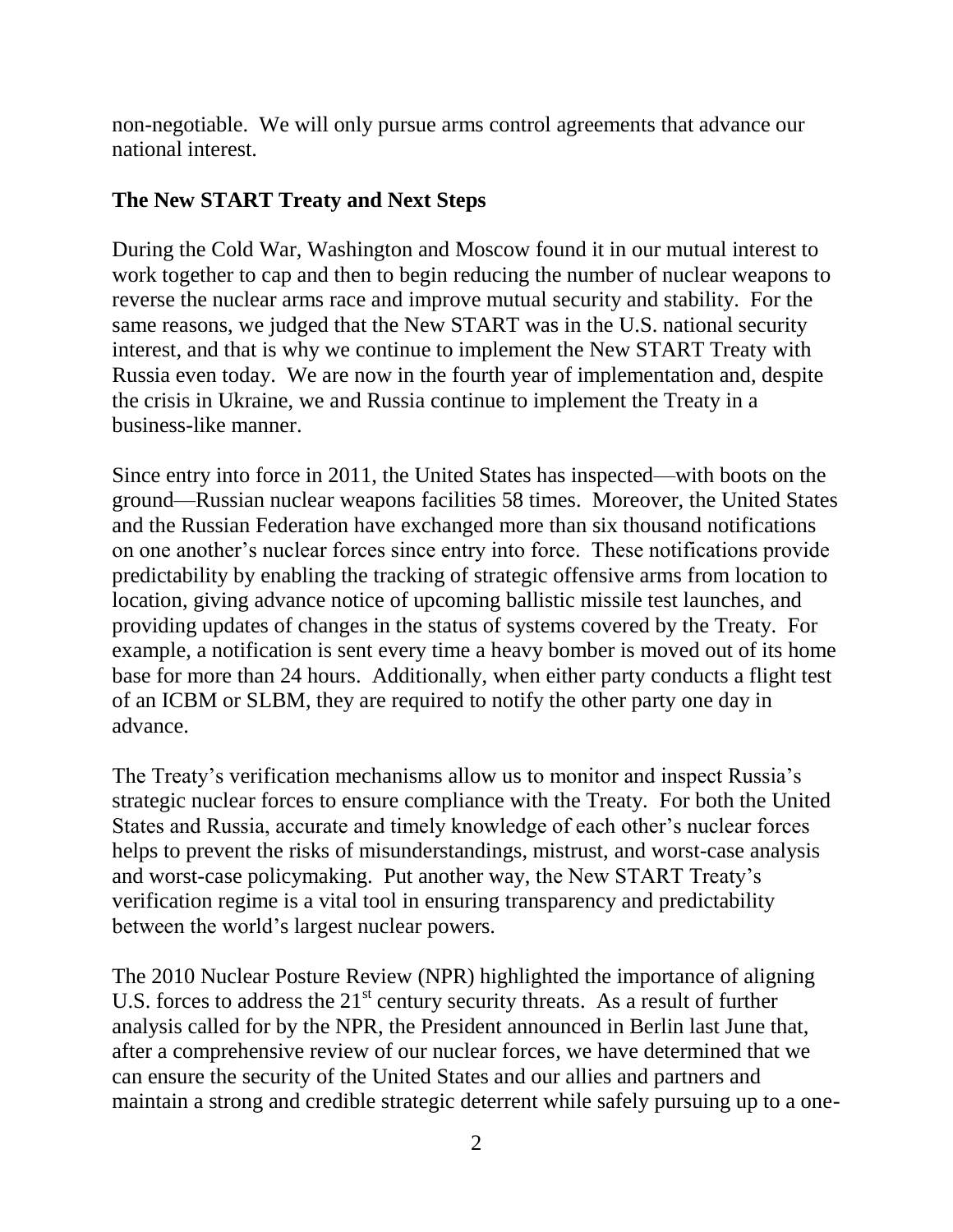non-negotiable. We will only pursue arms control agreements that advance our national interest.

## The New START Treaty and Next Steps

During the Cold War, Washington and Moscow found it in our mutual interest to work together to cap and then to begin reducing the number of nuclear weapons to reverse the nuclear arms race and improve mutual security and stability. For the same reasons, we judged that the New START was in the U.S. national security interest, and that is why we continue to implement the New START Treaty with Russia even today. We are now in the fourth year of implementation and, despite the crisis in Ukraine, we and Russia continue to implement the Treaty in a business-like manner.

Since entry into force in 2011, the United States has inspected—with boots on the ground—Russian nuclear weapons facilities 58 times. Moreover, the United States and the Russian Federation have exchanged more than six thousand notifications on one another's nuclear forces since entry into force. These notifications provide predictability by enabling the tracking of strategic offensive arms from location to location, giving advance notice of upcoming ballistic missile test launches, and providing updates of changes in the status of systems covered by the Treaty. For example, a notification is sent every time a heavy bomber is moved out of its home base for more than 24 hours. Additionally, when either party conducts a flight test of an ICBM or SLBM, they are required to notify the other party one day in advance.

The Treaty's verification mechanisms allow us to monitor and inspect Russia's strategic nuclear forces to ensure compliance with the Treaty. For both the United States and Russia, accurate and timely knowledge of each other's nuclear forces helps to prevent the risks of misunderstandings, mistrust, and worst-case analysis and worst-case policymaking. Put another way, the New START Treaty's verification regime is a vital tool in ensuring transparency and predictability between the world's largest nuclear powers.

The 2010 Nuclear Posture Review (NPR) highlighted the importance of aligning U.S. forces to address the 21st century security threats. As a result of further analysis called for by the NPR, the President announced in Berlin last June that, after a comprehensive review of our nuclear forces, we have determined that we can ensure the security of the United States and our allies and partners and maintain a strong and credible strategic deterrent while safely pursuing up to a one-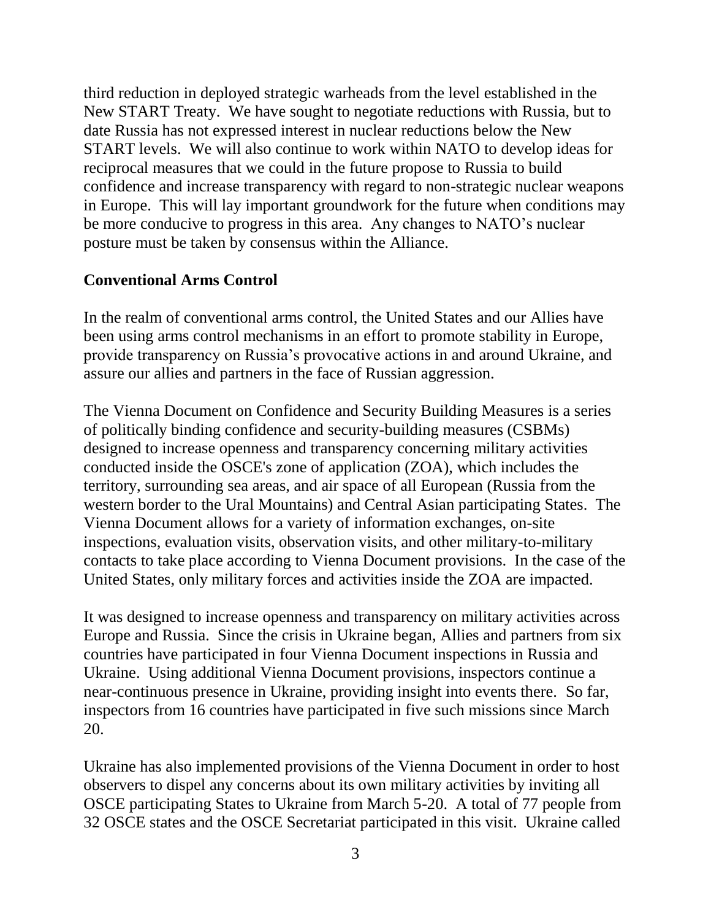third reduction in deployed strategic warheads from the level established in the New START Treaty. We have sought to negotiate reductions with Russia, but to date Russia has not expressed interest in nuclear reductions below the New START levels. We will also continue to work within NATO to develop ideas for reciprocal measures that we could in the future propose to Russia to build confidence and increase transparency with regard to non-strategic nuclear weapons in Europe. This will lay important groundwork for the future when conditions may be more conducive to progress in this area. Any changes to NATO's nuclear posture must be taken by consensus within the Alliance.

**Conventional Arms Control**

In the realm of conventional arms control, the United States and our Allies have been using arms control mechanisms in an effort to promote stability in Europe, provide transparency on Russia's provocative actions in and around Ukraine, and assure our allies and partners in the face of Russian aggression.

The Vienna Document on Confidence and Security Building Measures is a series of politically binding confidence and security-building measures (CSBMs) designed to increase openness and transparency concerning military activities conducted inside the OSCE's zone of application (ZOA), which includes the territory, surrounding sea areas, and air space of all European (Russia from the western border to the Ural Mountains) and Central Asian participating States. The Vienna Document allows for a variety of information exchanges, on-site inspections, evaluation visits, observation visits, and other military-to-military contacts to take place according to Vienna Document provisions. In the case of the United States, only military forces and activities inside the ZOA are impacted.

It was designed to increase openness and transparency on military activities across Europe and Russia. Since the crisis in Ukraine began, Allies and partners from six countries have participated in four Vienna Document inspections in Russia and Ukraine. Using additional Vienna Document provisions, inspectors continue a near-continuous presence in Ukraine, providing insight into events there. So far, inspectors from 16 countries have participated in five such missions since March 20.

Ukraine has also implemented provisions of the Vienna Document in order to host observers to dispel any concerns about its own military activities by inviting all OSCE participating States to Ukraine from March 5-20. A total of 77 people from 32 OSCE states and the OSCE Secretariat participated in this visit. Ukraine called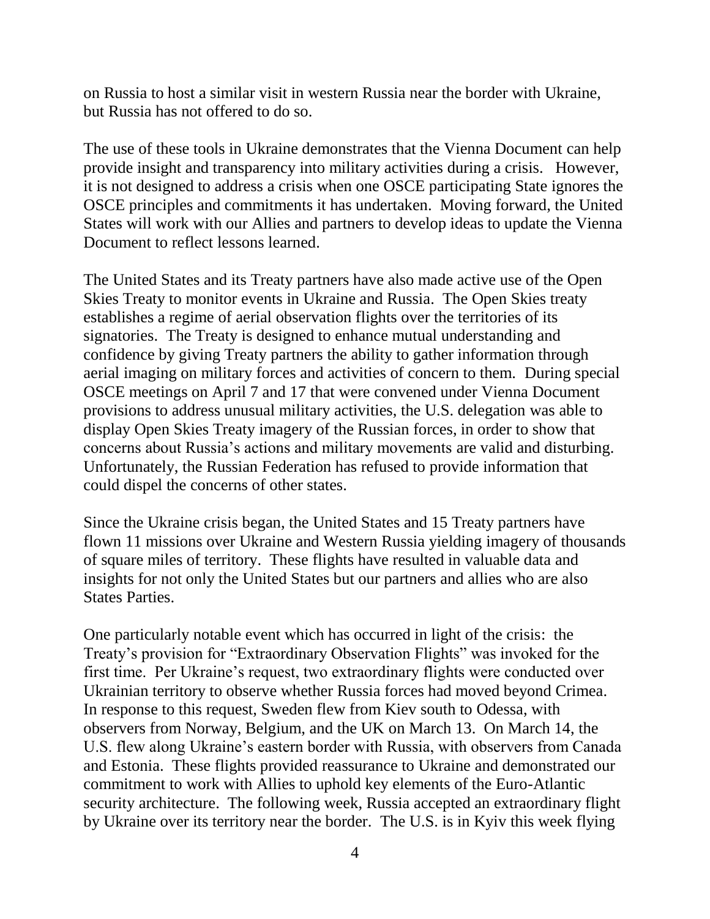on Russia to host a similar visit in western Russia near the border with Ukraine, but Russia has not offered to do so.

The use of these tools in Ukraine demonstrates that the Vienna Document can help provide insight and transparency into military activities during a crisis. However, it is not designed to address a crisis when one OSCE participating State ignores the OSCE principles and commitments it has undertaken. Moving forward, the United States will work with our Allies and partners to develop ideas to update the Vienna Document to reflect lessons learned.

The United States and its Treaty partners have also made active use of the Open Skies Treaty to monitor events in Ukraine and Russia. The Open Skies treaty establishes a regime of aerial observation flights over the territories of its signatories. The Treaty is designed to enhance mutual understanding and confidence by giving Treaty partners the ability to gather information through aerial imaging on military forces and activities of concern to them. During special OSCE meetings on April 7 and 17 that were convened under Vienna Document provisions to address unusual military activities, the U.S. delegation was able to display Open Skies Treaty imagery of the Russian forces, in order to show that concerns about Russia's actions and military movements are valid and disturbing. Unfortunately, the Russian Federation has refused to provide information that could dispel the concerns of other states.

Since the Ukraine crisis began, the United States and 15 Treaty partners have flown 11 missions over Ukraine and Western Russia yielding imagery of thousands of square miles of territory. These flights have resulted in valuable data and insights for not only the United States but our partners and allies who are also States Parties.

One particularly notable event which has occurred in light of the crisis: the Treaty's provision for "Extraordinary Observation Flights" was invoked for the first time. Per Ukraine's request, two extraordinary flights were conducted over Ukrainian territory to observe whether Russia forces had moved beyond Crimea. In response to this request, Sweden flew from Kiev south to Odessa, with observers from Norway, Belgium, and the UK on March 13. On March 14, the U.S. flew along Ukraine's eastern border with Russia, with observers from Canada and Estonia. These flights provided reassurance to Ukraine and demonstrated our commitment to work with Allies to uphold key elements of the Euro-Atlantic security architecture. The following week, Russia accepted an extraordinary flight by Ukraine over its territory near the border. The U.S. is in Kyiv this week flying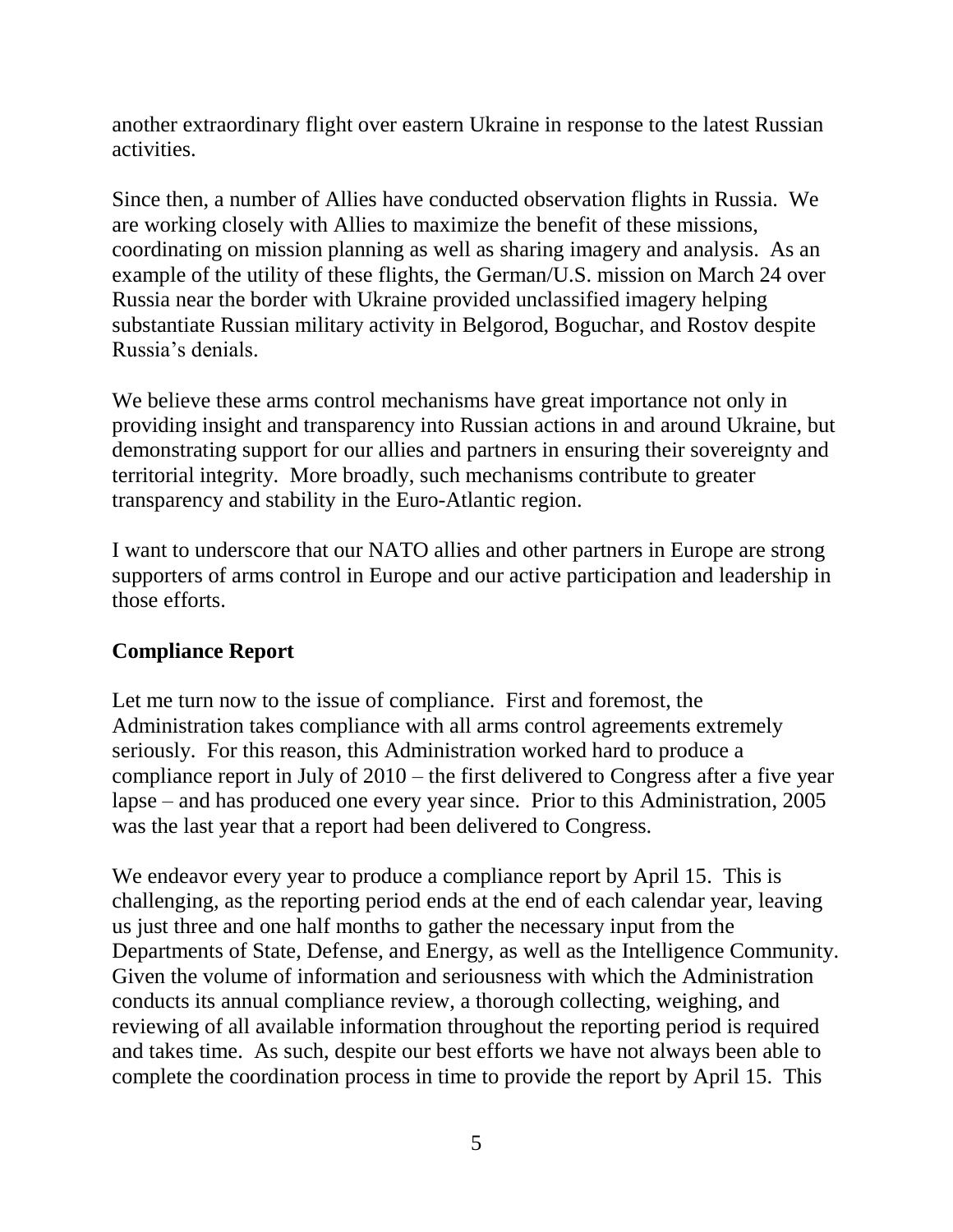another extraordinary flight over eastern Ukraine in response to the latest Russian activities.

Since then, a number of Allies have conducted observation flights in Russia. We are working closely with Allies to maximize the benefit of these missions, coordinating on mission planning as well as sharing imagery and analysis. As an example of the utility of these flights, the German/U.S. mission on March 24 over Russia near the border with Ukraine provided unclassified imagery helping substantiate Russian military activity in Belgorod, Boguchar, and Rostov despite Russia's denials.

We believe these arms control mechanisms have great importance not only in providing insight and transparency into Russian actions in and around Ukraine, but demonstrating support for our allies and partners in ensuring their sovereignty and territorial integrity. More broadly, such mechanisms contribute to greater transparency and stability in the Euro-Atlantic region.

I want to underscore that our NATO allies and other partners in Europe are strong supporters of arms control in Europe and our active participation and leadership in those efforts.

**Compliance Report**

Let me turn now to the issue of compliance. First and foremost, the Administration takes compliance with all arms control agreements extremely seriously. For this reason, this Administration worked hard to produce a compliance report in July of 2010 – the first delivered to Congress after a five year lapse – and has produced one every year since. Prior to this Administration, 2005 was the last year that a report had been delivered to Congress.

We endeavor every year to produce a compliance report by April 15. This is challenging, as the reporting period ends at the end of each calendar year, leaving us just three and one half months to gather the necessary input from the Departments of State, Defense, and Energy, as well as the Intelligence Community. Given the volume of information and seriousness with which the Administration conducts its annual compliance review, a thorough collecting, weighing, and reviewing of all available information throughout the reporting period is required and takes time. As such, despite our best efforts we have not always been able to complete the coordination process in time to provide the report by April 15. This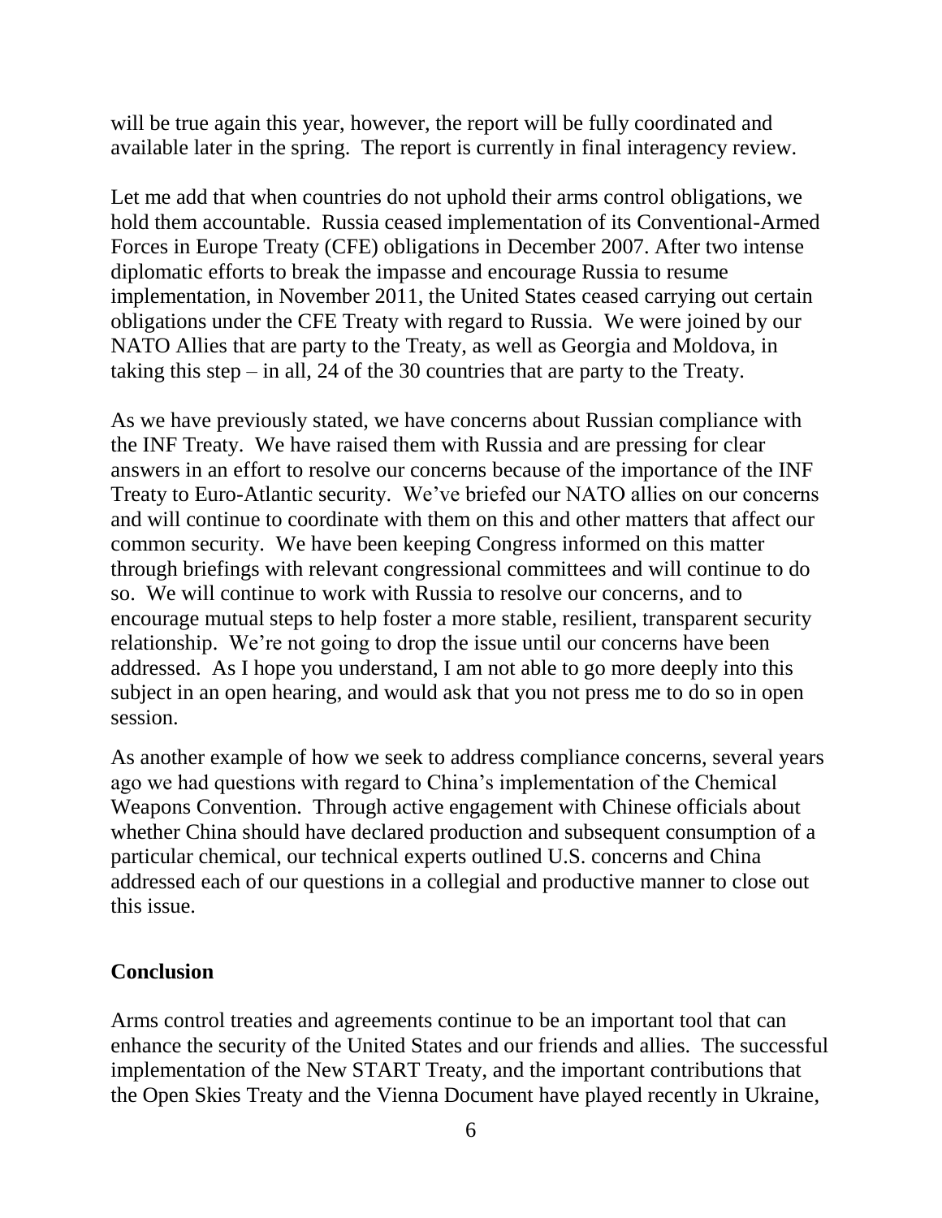will be true again this year, however, the report will be fully coordinated and available later in the spring. The report is currently in final interagency review.

Let me add that when countries do not uphold their arms control obligations, we hold them accountable. Russia ceased implementation of its Conventional-Armed Forces in Europe Treaty (CFE) obligations in December 2007. After two intense diplomatic efforts to break the impasse and encourage Russia to resume implementation, in November 2011, the United States ceased carrying out certain obligations under the CFE Treaty with regard to Russia. We were joined by our NATO Allies that are party to the Treaty, as well as Georgia and Moldova, in taking this step – in all, 24 of the 30 countries that are party to the Treaty.

As we have previously stated, we have concerns about Russian compliance with the INF Treaty. We have raised them with Russia and are pressing for clear answers in an effort to resolve our concerns because of the importance of the INF Treaty to Euro-Atlantic security. We've briefed our NATO allies on our concerns and will continue to coordinate with them on this and other matters that affect our common security. We have been keeping Congress informed on this matter through briefings with relevant congressional committees and will continue to do so. We will continue to work with Russia to resolve our concerns, and to encourage mutual steps to help foster a more stable, resilient, transparent security relationship. We're not going to drop the issue until our concerns have been addressed. As I hope you understand, I am not able to go more deeply into this subject in an open hearing, and would ask that you not press me to do so in open session.

As another example of how we seek to address compliance concerns, several years ago we had questions with regard to China's implementation of the Chemical Weapons Convention. Through active engagement with Chinese officials about whether China should have declared production and subsequent consumption of a particular chemical, our technical experts outlined U.S. concerns and China addressed each of our questions in a collegial and productive manner to close out this issue.

## Conclusion

Arms control treaties and agreements continue to be an important tool that can enhance the security of the United States and our friends and allies. The successful implementation of the New START Treaty, and the important contributions that the Open Skies Treaty and the Vienna Document have played recently in Ukraine,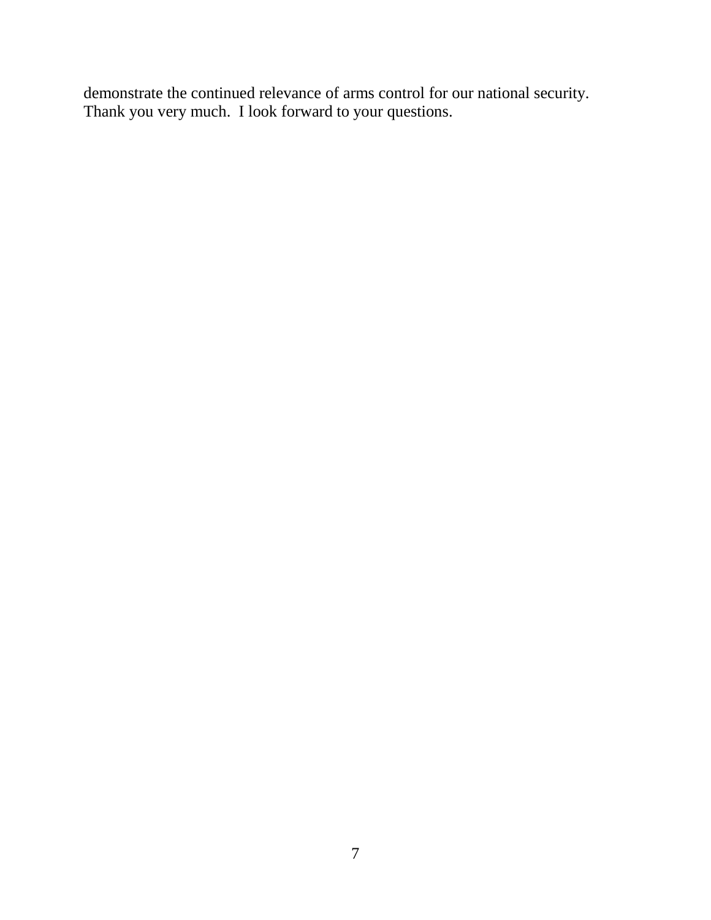demonstrate the continued relevance of arms control for our national security. Thank you very much. I look forward to your questions.